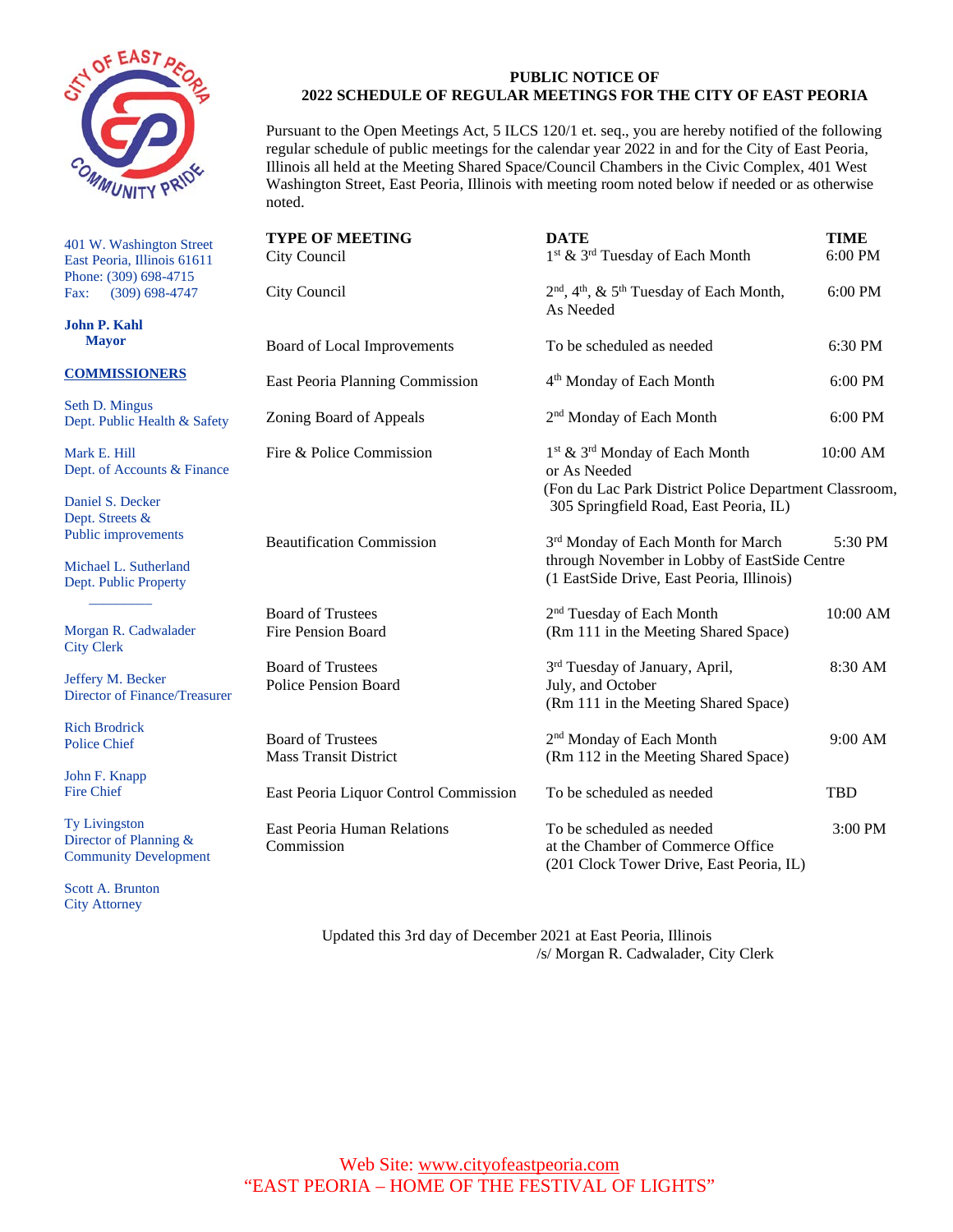401 W. Washington Street
East Peoria, Illinois 61611
Phone: (309) 698-4715
Fax: (309) 698-4747

**John P. Kahl**
**Mayor**

**COMMISSIONERS**

Seth D. Mingus
Dept. Public Health & Safety

Mark E. Hill
Dept. of Accounts & Finance

Daniel S. Decker
Dept. Streets & Public improvements

Michael L. Sutherland
Dept. Public Property

Morgan R. Cadwalader
City Clerk

Jeffery M. Becker
Director of Finance/Treasurer

Rich Brodrick
Police Chief

John F. Knapp
Fire Chief

Ty Livingston
Director of Planning & Community Development

Scott A. Brunton
City Attorney

**PUBLIC NOTICE OF**
**2022 SCHEDULE OF REGULAR MEETINGS FOR THE CITY OF EAST PEORIA**

Pursuant to the Open Meetings Act, 5 ILCS 120/1 et. seq., you are hereby notified of the following regular schedule of public meetings for the calendar year 2022 in and for the City of East Peoria, Illinois all held at the Meeting Shared Space/Council Chambers in the Civic Complex, 401 West Washington Street, East Peoria, Illinois with meeting room noted below if needed or as otherwise noted.

| TYPE OF MEETING | DATE | TIME |
|---|---|---|
| City Council | 1st & 3rd Tuesday of Each Month | 6:00 PM |
| City Council | 2nd, 4th, & 5th Tuesday of Each Month, As Needed | 6:00 PM |
| Board of Local Improvements | To be scheduled as needed | 6:30 PM |
| East Peoria Planning Commission | 4th Monday of Each Month | 6:00 PM |
| Zoning Board of Appeals | 2nd Monday of Each Month | 6:00 PM |
| Fire & Police Commission | 1st & 3rd Monday of Each Month or As Needed (Fon du Lac Park District Police Department Classroom, 305 Springfield Road, East Peoria, IL) | 10:00 AM |
| Beautification Commission | 3rd Monday of Each Month for March through November in Lobby of EastSide Centre (1 EastSide Drive, East Peoria, Illinois) | 5:30 PM |
| Board of Trustees Fire Pension Board | 2nd Tuesday of Each Month (Rm 111 in the Meeting Shared Space) | 10:00 AM |
| Board of Trustees Police Pension Board | 3rd Tuesday of January, April, July, and October (Rm 111 in the Meeting Shared Space) | 8:30 AM |
| Board of Trustees Mass Transit District | 2nd Monday of Each Month (Rm 112 in the Meeting Shared Space) | 9:00 AM |
| East Peoria Liquor Control Commission | To be scheduled as needed | TBD |
| East Peoria Human Relations Commission | To be scheduled as needed at the Chamber of Commerce Office (201 Clock Tower Drive, East Peoria, IL) | 3:00 PM |

Updated this 3rd day of December 2021 at East Peoria, Illinois
/s/ Morgan R. Cadwalader, City Clerk

Web Site: www.cityofeastpeoria.com
"EAST PEORIA – HOME OF THE FESTIVAL OF LIGHTS"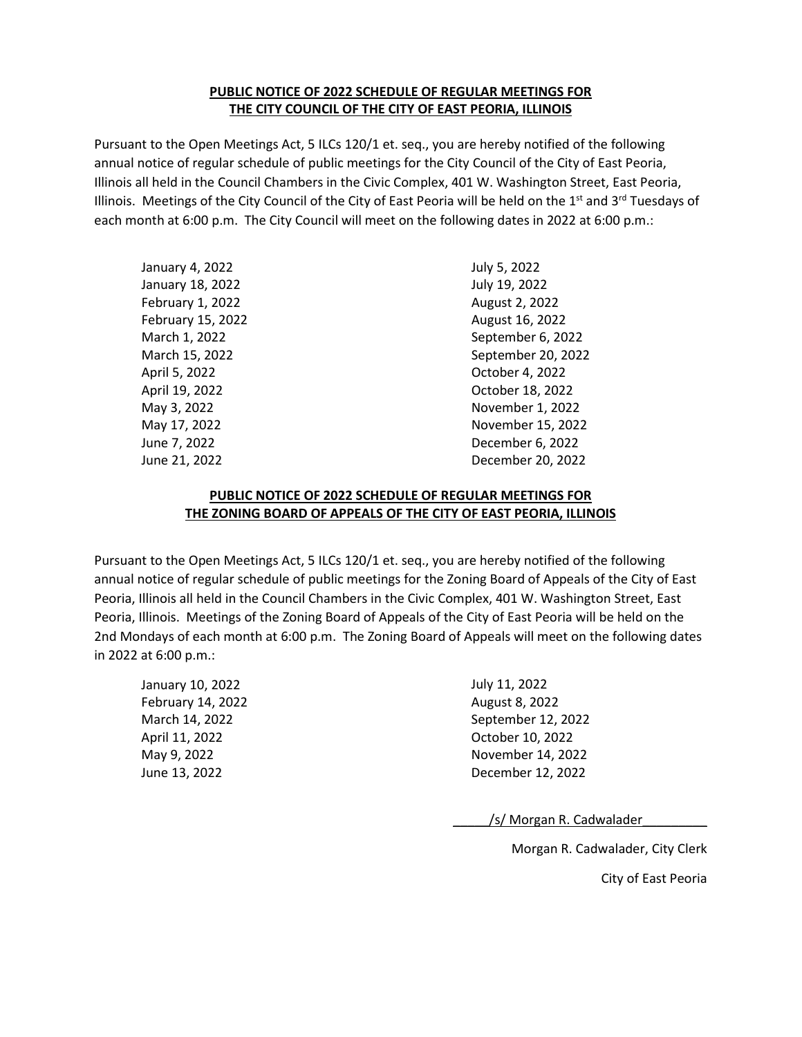**PUBLIC NOTICE OF 2022 SCHEDULE OF REGULAR MEETINGS FOR THE CITY COUNCIL OF THE CITY OF EAST PEORIA, ILLINOIS**

Pursuant to the Open Meetings Act, 5 ILCs 120/1 et. seq., you are hereby notified of the following annual notice of regular schedule of public meetings for the City Council of the City of East Peoria, Illinois all held in the Council Chambers in the Civic Complex, 401 W. Washington Street, East Peoria, Illinois. Meetings of the City Council of the City of East Peoria will be held on the 1st and 3rd Tuesdays of each month at 6:00 p.m. The City Council will meet on the following dates in 2022 at 6:00 p.m.:

January 4, 2022
January 18, 2022
February 1, 2022
February 15, 2022
March 1, 2022
March 15, 2022
April 5, 2022
April 19, 2022
May 3, 2022
May 17, 2022
June 7, 2022
June 21, 2022
July 5, 2022
July 19, 2022
August 2, 2022
August 16, 2022
September 6, 2022
September 20, 2022
October 4, 2022
October 18, 2022
November 1, 2022
November 15, 2022
December 6, 2022
December 20, 2022

**PUBLIC NOTICE OF 2022 SCHEDULE OF REGULAR MEETINGS FOR THE ZONING BOARD OF APPEALS OF THE CITY OF EAST PEORIA, ILLINOIS**

Pursuant to the Open Meetings Act, 5 ILCs 120/1 et. seq., you are hereby notified of the following annual notice of regular schedule of public meetings for the Zoning Board of Appeals of the City of East Peoria, Illinois all held in the Council Chambers in the Civic Complex, 401 W. Washington Street, East Peoria, Illinois. Meetings of the Zoning Board of Appeals of the City of East Peoria will be held on the 2nd Mondays of each month at 6:00 p.m. The Zoning Board of Appeals will meet on the following dates in 2022 at 6:00 p.m.:

January 10, 2022
February 14, 2022
March 14, 2022
April 11, 2022
May 9, 2022
June 13, 2022
July 11, 2022
August 8, 2022
September 12, 2022
October 10, 2022
November 14, 2022
December 12, 2022

/s/ Morgan R. Cadwalader

Morgan R. Cadwalader, City Clerk

City of East Peoria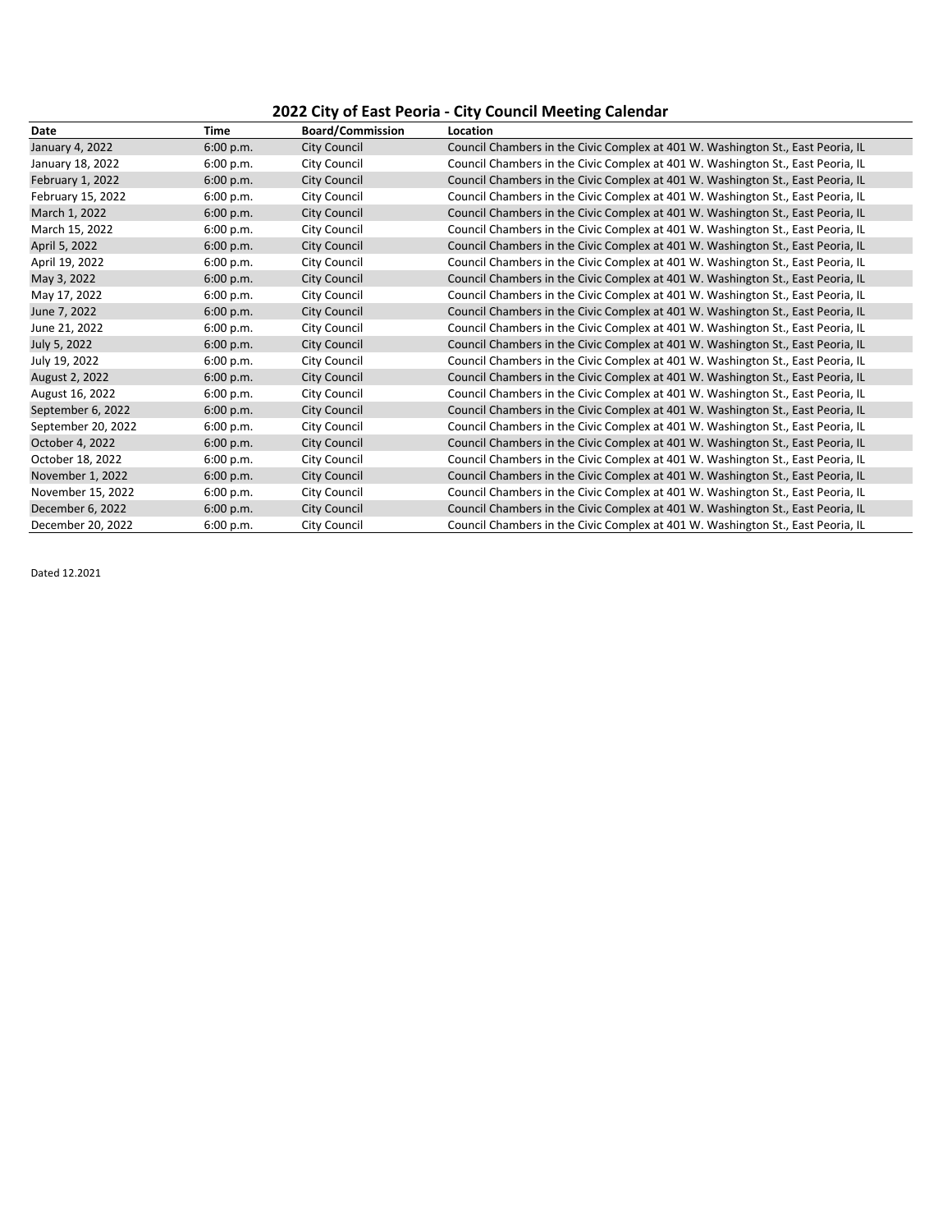# 2022 City of East Peoria - City Council Meeting Calendar

| Date | Time | Board/Commission | Location |
|---|---|---|---|
| January 4, 2022 | 6:00 p.m. | City Council | Council Chambers in the Civic Complex at 401 W. Washington St., East Peoria, IL |
| January 18, 2022 | 6:00 p.m. | City Council | Council Chambers in the Civic Complex at 401 W. Washington St., East Peoria, IL |
| February 1, 2022 | 6:00 p.m. | City Council | Council Chambers in the Civic Complex at 401 W. Washington St., East Peoria, IL |
| February 15, 2022 | 6:00 p.m. | City Council | Council Chambers in the Civic Complex at 401 W. Washington St., East Peoria, IL |
| March 1, 2022 | 6:00 p.m. | City Council | Council Chambers in the Civic Complex at 401 W. Washington St., East Peoria, IL |
| March 15, 2022 | 6:00 p.m. | City Council | Council Chambers in the Civic Complex at 401 W. Washington St., East Peoria, IL |
| April 5, 2022 | 6:00 p.m. | City Council | Council Chambers in the Civic Complex at 401 W. Washington St., East Peoria, IL |
| April 19, 2022 | 6:00 p.m. | City Council | Council Chambers in the Civic Complex at 401 W. Washington St., East Peoria, IL |
| May 3, 2022 | 6:00 p.m. | City Council | Council Chambers in the Civic Complex at 401 W. Washington St., East Peoria, IL |
| May 17, 2022 | 6:00 p.m. | City Council | Council Chambers in the Civic Complex at 401 W. Washington St., East Peoria, IL |
| June 7, 2022 | 6:00 p.m. | City Council | Council Chambers in the Civic Complex at 401 W. Washington St., East Peoria, IL |
| June 21, 2022 | 6:00 p.m. | City Council | Council Chambers in the Civic Complex at 401 W. Washington St., East Peoria, IL |
| July 5, 2022 | 6:00 p.m. | City Council | Council Chambers in the Civic Complex at 401 W. Washington St., East Peoria, IL |
| July 19, 2022 | 6:00 p.m. | City Council | Council Chambers in the Civic Complex at 401 W. Washington St., East Peoria, IL |
| August 2, 2022 | 6:00 p.m. | City Council | Council Chambers in the Civic Complex at 401 W. Washington St., East Peoria, IL |
| August 16, 2022 | 6:00 p.m. | City Council | Council Chambers in the Civic Complex at 401 W. Washington St., East Peoria, IL |
| September 6, 2022 | 6:00 p.m. | City Council | Council Chambers in the Civic Complex at 401 W. Washington St., East Peoria, IL |
| September 20, 2022 | 6:00 p.m. | City Council | Council Chambers in the Civic Complex at 401 W. Washington St., East Peoria, IL |
| October 4, 2022 | 6:00 p.m. | City Council | Council Chambers in the Civic Complex at 401 W. Washington St., East Peoria, IL |
| October 18, 2022 | 6:00 p.m. | City Council | Council Chambers in the Civic Complex at 401 W. Washington St., East Peoria, IL |
| November 1, 2022 | 6:00 p.m. | City Council | Council Chambers in the Civic Complex at 401 W. Washington St., East Peoria, IL |
| November 15, 2022 | 6:00 p.m. | City Council | Council Chambers in the Civic Complex at 401 W. Washington St., East Peoria, IL |
| December 6, 2022 | 6:00 p.m. | City Council | Council Chambers in the Civic Complex at 401 W. Washington St., East Peoria, IL |
| December 20, 2022 | 6:00 p.m. | City Council | Council Chambers in the Civic Complex at 401 W. Washington St., East Peoria, IL |

Dated 12.2021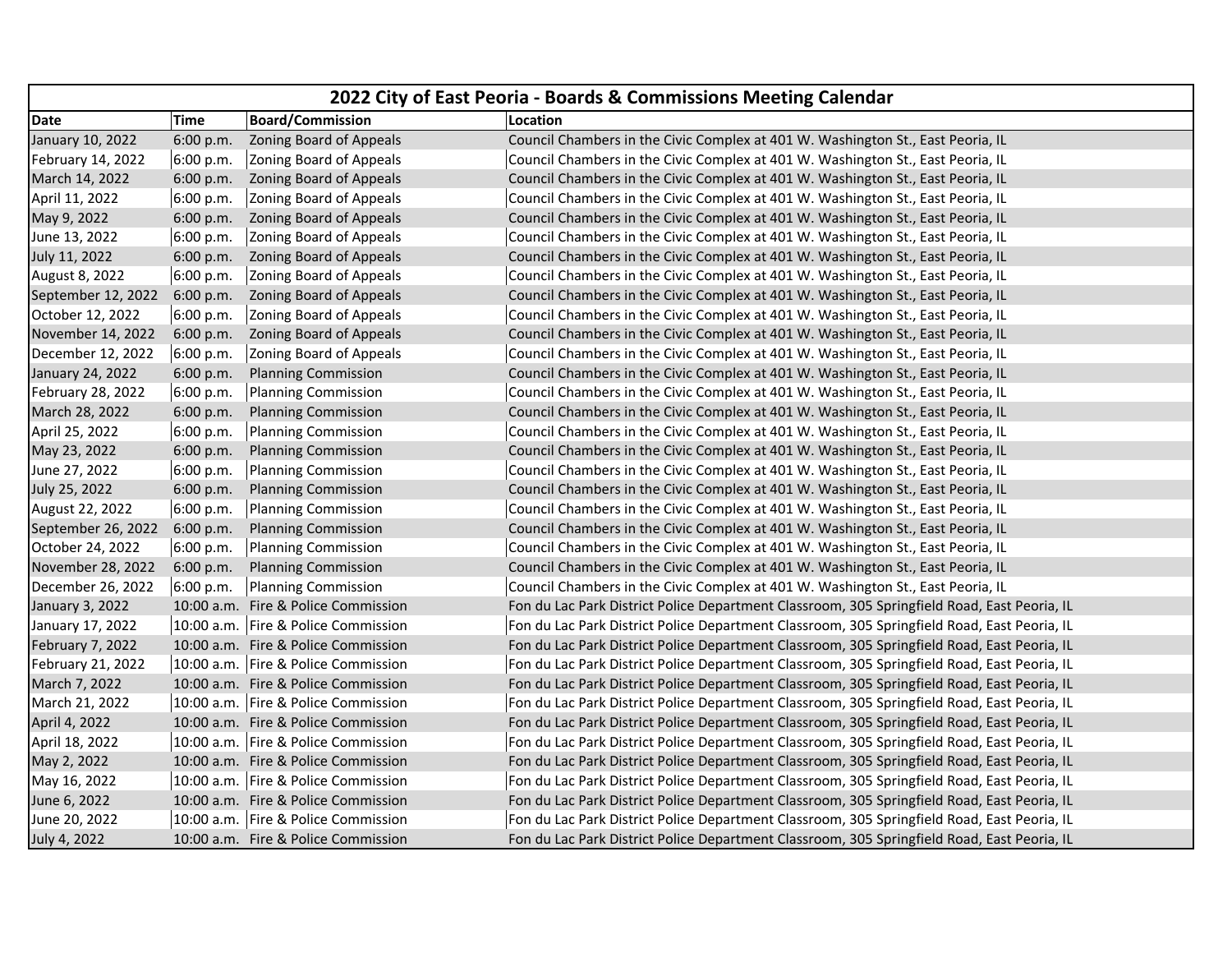| 2022 City of East Peoria - Boards & Commissions Meeting Calendar | | | |
|---|---|---|---|
| **Date** | **Time** | **Board/Commission** | **Location** |
| January 10, 2022 | 6:00 p.m. | Zoning Board of Appeals | Council Chambers in the Civic Complex at 401 W. Washington St., East Peoria, IL |
| February 14, 2022 | 6:00 p.m. | Zoning Board of Appeals | Council Chambers in the Civic Complex at 401 W. Washington St., East Peoria, IL |
| March 14, 2022 | 6:00 p.m. | Zoning Board of Appeals | Council Chambers in the Civic Complex at 401 W. Washington St., East Peoria, IL |
| April 11, 2022 | 6:00 p.m. | Zoning Board of Appeals | Council Chambers in the Civic Complex at 401 W. Washington St., East Peoria, IL |
| May 9, 2022 | 6:00 p.m. | Zoning Board of Appeals | Council Chambers in the Civic Complex at 401 W. Washington St., East Peoria, IL |
| June 13, 2022 | 6:00 p.m. | Zoning Board of Appeals | Council Chambers in the Civic Complex at 401 W. Washington St., East Peoria, IL |
| July 11, 2022 | 6:00 p.m. | Zoning Board of Appeals | Council Chambers in the Civic Complex at 401 W. Washington St., East Peoria, IL |
| August 8, 2022 | 6:00 p.m. | Zoning Board of Appeals | Council Chambers in the Civic Complex at 401 W. Washington St., East Peoria, IL |
| September 12, 2022 | 6:00 p.m. | Zoning Board of Appeals | Council Chambers in the Civic Complex at 401 W. Washington St., East Peoria, IL |
| October 12, 2022 | 6:00 p.m. | Zoning Board of Appeals | Council Chambers in the Civic Complex at 401 W. Washington St., East Peoria, IL |
| November 14, 2022 | 6:00 p.m. | Zoning Board of Appeals | Council Chambers in the Civic Complex at 401 W. Washington St., East Peoria, IL |
| December 12, 2022 | 6:00 p.m. | Zoning Board of Appeals | Council Chambers in the Civic Complex at 401 W. Washington St., East Peoria, IL |
| January 24, 2022 | 6:00 p.m. | Planning Commission | Council Chambers in the Civic Complex at 401 W. Washington St., East Peoria, IL |
| February 28, 2022 | 6:00 p.m. | Planning Commission | Council Chambers in the Civic Complex at 401 W. Washington St., East Peoria, IL |
| March 28, 2022 | 6:00 p.m. | Planning Commission | Council Chambers in the Civic Complex at 401 W. Washington St., East Peoria, IL |
| April 25, 2022 | 6:00 p.m. | Planning Commission | Council Chambers in the Civic Complex at 401 W. Washington St., East Peoria, IL |
| May 23, 2022 | 6:00 p.m. | Planning Commission | Council Chambers in the Civic Complex at 401 W. Washington St., East Peoria, IL |
| June 27, 2022 | 6:00 p.m. | Planning Commission | Council Chambers in the Civic Complex at 401 W. Washington St., East Peoria, IL |
| July 25, 2022 | 6:00 p.m. | Planning Commission | Council Chambers in the Civic Complex at 401 W. Washington St., East Peoria, IL |
| August 22, 2022 | 6:00 p.m. | Planning Commission | Council Chambers in the Civic Complex at 401 W. Washington St., East Peoria, IL |
| September 26, 2022 | 6:00 p.m. | Planning Commission | Council Chambers in the Civic Complex at 401 W. Washington St., East Peoria, IL |
| October 24, 2022 | 6:00 p.m. | Planning Commission | Council Chambers in the Civic Complex at 401 W. Washington St., East Peoria, IL |
| November 28, 2022 | 6:00 p.m. | Planning Commission | Council Chambers in the Civic Complex at 401 W. Washington St., East Peoria, IL |
| December 26, 2022 | 6:00 p.m. | Planning Commission | Council Chambers in the Civic Complex at 401 W. Washington St., East Peoria, IL |
| January 3, 2022 | 10:00 a.m. | Fire & Police Commission | Fon du Lac Park District Police Department Classroom, 305 Springfield Road, East Peoria, IL |
| January 17, 2022 | 10:00 a.m. | Fire & Police Commission | Fon du Lac Park District Police Department Classroom, 305 Springfield Road, East Peoria, IL |
| February 7, 2022 | 10:00 a.m. | Fire & Police Commission | Fon du Lac Park District Police Department Classroom, 305 Springfield Road, East Peoria, IL |
| February 21, 2022 | 10:00 a.m. | Fire & Police Commission | Fon du Lac Park District Police Department Classroom, 305 Springfield Road, East Peoria, IL |
| March 7, 2022 | 10:00 a.m. | Fire & Police Commission | Fon du Lac Park District Police Department Classroom, 305 Springfield Road, East Peoria, IL |
| March 21, 2022 | 10:00 a.m. | Fire & Police Commission | Fon du Lac Park District Police Department Classroom, 305 Springfield Road, East Peoria, IL |
| April 4, 2022 | 10:00 a.m. | Fire & Police Commission | Fon du Lac Park District Police Department Classroom, 305 Springfield Road, East Peoria, IL |
| April 18, 2022 | 10:00 a.m. | Fire & Police Commission | Fon du Lac Park District Police Department Classroom, 305 Springfield Road, East Peoria, IL |
| May 2, 2022 | 10:00 a.m. | Fire & Police Commission | Fon du Lac Park District Police Department Classroom, 305 Springfield Road, East Peoria, IL |
| May 16, 2022 | 10:00 a.m. | Fire & Police Commission | Fon du Lac Park District Police Department Classroom, 305 Springfield Road, East Peoria, IL |
| June 6, 2022 | 10:00 a.m. | Fire & Police Commission | Fon du Lac Park District Police Department Classroom, 305 Springfield Road, East Peoria, IL |
| June 20, 2022 | 10:00 a.m. | Fire & Police Commission | Fon du Lac Park District Police Department Classroom, 305 Springfield Road, East Peoria, IL |
| July 4, 2022 | 10:00 a.m. | Fire & Police Commission | Fon du Lac Park District Police Department Classroom, 305 Springfield Road, East Peoria, IL |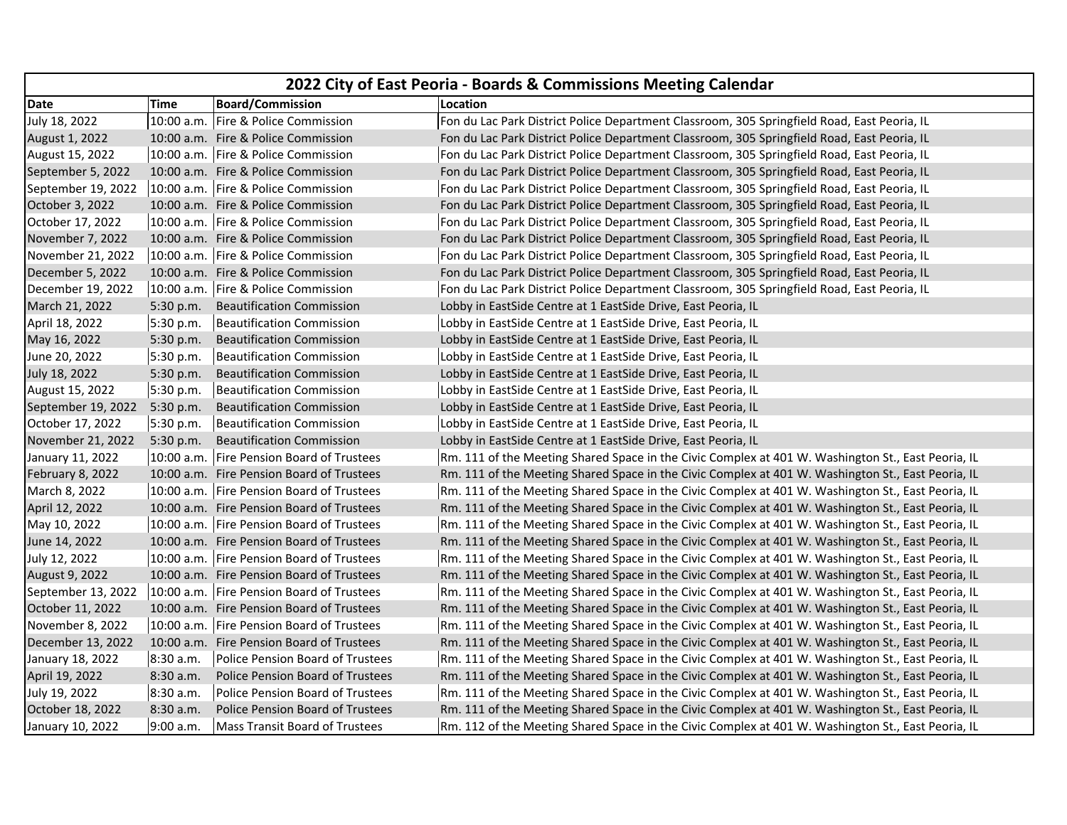| 2022 City of East Peoria - Boards & Commissions Meeting Calendar | | | |
|---|---|---|---|
| **Date** | **Time** | **Board/Commission** | **Location** |
| July 18, 2022 | 10:00 a.m. | Fire & Police Commission | Fon du Lac Park District Police Department Classroom, 305 Springfield Road, East Peoria, IL |
| August 1, 2022 | 10:00 a.m. | Fire & Police Commission | Fon du Lac Park District Police Department Classroom, 305 Springfield Road, East Peoria, IL |
| August 15, 2022 | 10:00 a.m. | Fire & Police Commission | Fon du Lac Park District Police Department Classroom, 305 Springfield Road, East Peoria, IL |
| September 5, 2022 | 10:00 a.m. | Fire & Police Commission | Fon du Lac Park District Police Department Classroom, 305 Springfield Road, East Peoria, IL |
| September 19, 2022 | 10:00 a.m. | Fire & Police Commission | Fon du Lac Park District Police Department Classroom, 305 Springfield Road, East Peoria, IL |
| October 3, 2022 | 10:00 a.m. | Fire & Police Commission | Fon du Lac Park District Police Department Classroom, 305 Springfield Road, East Peoria, IL |
| October 17, 2022 | 10:00 a.m. | Fire & Police Commission | Fon du Lac Park District Police Department Classroom, 305 Springfield Road, East Peoria, IL |
| November 7, 2022 | 10:00 a.m. | Fire & Police Commission | Fon du Lac Park District Police Department Classroom, 305 Springfield Road, East Peoria, IL |
| November 21, 2022 | 10:00 a.m. | Fire & Police Commission | Fon du Lac Park District Police Department Classroom, 305 Springfield Road, East Peoria, IL |
| December 5, 2022 | 10:00 a.m. | Fire & Police Commission | Fon du Lac Park District Police Department Classroom, 305 Springfield Road, East Peoria, IL |
| December 19, 2022 | 10:00 a.m. | Fire & Police Commission | Fon du Lac Park District Police Department Classroom, 305 Springfield Road, East Peoria, IL |
| March 21, 2022 | 5:30 p.m. | Beautification Commission | Lobby in EastSide Centre at 1 EastSide Drive, East Peoria, IL |
| April 18, 2022 | 5:30 p.m. | Beautification Commission | Lobby in EastSide Centre at 1 EastSide Drive, East Peoria, IL |
| May 16, 2022 | 5:30 p.m. | Beautification Commission | Lobby in EastSide Centre at 1 EastSide Drive, East Peoria, IL |
| June 20, 2022 | 5:30 p.m. | Beautification Commission | Lobby in EastSide Centre at 1 EastSide Drive, East Peoria, IL |
| July 18, 2022 | 5:30 p.m. | Beautification Commission | Lobby in EastSide Centre at 1 EastSide Drive, East Peoria, IL |
| August 15, 2022 | 5:30 p.m. | Beautification Commission | Lobby in EastSide Centre at 1 EastSide Drive, East Peoria, IL |
| September 19, 2022 | 5:30 p.m. | Beautification Commission | Lobby in EastSide Centre at 1 EastSide Drive, East Peoria, IL |
| October 17, 2022 | 5:30 p.m. | Beautification Commission | Lobby in EastSide Centre at 1 EastSide Drive, East Peoria, IL |
| November 21, 2022 | 5:30 p.m. | Beautification Commission | Lobby in EastSide Centre at 1 EastSide Drive, East Peoria, IL |
| January 11, 2022 | 10:00 a.m. | Fire Pension Board of Trustees | Rm. 111 of the Meeting Shared Space in the Civic Complex at 401 W. Washington St., East Peoria, IL |
| February 8, 2022 | 10:00 a.m. | Fire Pension Board of Trustees | Rm. 111 of the Meeting Shared Space in the Civic Complex at 401 W. Washington St., East Peoria, IL |
| March 8, 2022 | 10:00 a.m. | Fire Pension Board of Trustees | Rm. 111 of the Meeting Shared Space in the Civic Complex at 401 W. Washington St., East Peoria, IL |
| April 12, 2022 | 10:00 a.m. | Fire Pension Board of Trustees | Rm. 111 of the Meeting Shared Space in the Civic Complex at 401 W. Washington St., East Peoria, IL |
| May 10, 2022 | 10:00 a.m. | Fire Pension Board of Trustees | Rm. 111 of the Meeting Shared Space in the Civic Complex at 401 W. Washington St., East Peoria, IL |
| June 14, 2022 | 10:00 a.m. | Fire Pension Board of Trustees | Rm. 111 of the Meeting Shared Space in the Civic Complex at 401 W. Washington St., East Peoria, IL |
| July 12, 2022 | 10:00 a.m. | Fire Pension Board of Trustees | Rm. 111 of the Meeting Shared Space in the Civic Complex at 401 W. Washington St., East Peoria, IL |
| August 9, 2022 | 10:00 a.m. | Fire Pension Board of Trustees | Rm. 111 of the Meeting Shared Space in the Civic Complex at 401 W. Washington St., East Peoria, IL |
| September 13, 2022 | 10:00 a.m. | Fire Pension Board of Trustees | Rm. 111 of the Meeting Shared Space in the Civic Complex at 401 W. Washington St., East Peoria, IL |
| October 11, 2022 | 10:00 a.m. | Fire Pension Board of Trustees | Rm. 111 of the Meeting Shared Space in the Civic Complex at 401 W. Washington St., East Peoria, IL |
| November 8, 2022 | 10:00 a.m. | Fire Pension Board of Trustees | Rm. 111 of the Meeting Shared Space in the Civic Complex at 401 W. Washington St., East Peoria, IL |
| December 13, 2022 | 10:00 a.m. | Fire Pension Board of Trustees | Rm. 111 of the Meeting Shared Space in the Civic Complex at 401 W. Washington St., East Peoria, IL |
| January 18, 2022 | 8:30 a.m. | Police Pension Board of Trustees | Rm. 111 of the Meeting Shared Space in the Civic Complex at 401 W. Washington St., East Peoria, IL |
| April 19, 2022 | 8:30 a.m. | Police Pension Board of Trustees | Rm. 111 of the Meeting Shared Space in the Civic Complex at 401 W. Washington St., East Peoria, IL |
| July 19, 2022 | 8:30 a.m. | Police Pension Board of Trustees | Rm. 111 of the Meeting Shared Space in the Civic Complex at 401 W. Washington St., East Peoria, IL |
| October 18, 2022 | 8:30 a.m. | Police Pension Board of Trustees | Rm. 111 of the Meeting Shared Space in the Civic Complex at 401 W. Washington St., East Peoria, IL |
| January 10, 2022 | 9:00 a.m. | Mass Transit Board of Trustees | Rm. 112 of the Meeting Shared Space in the Civic Complex at 401 W. Washington St., East Peoria, IL |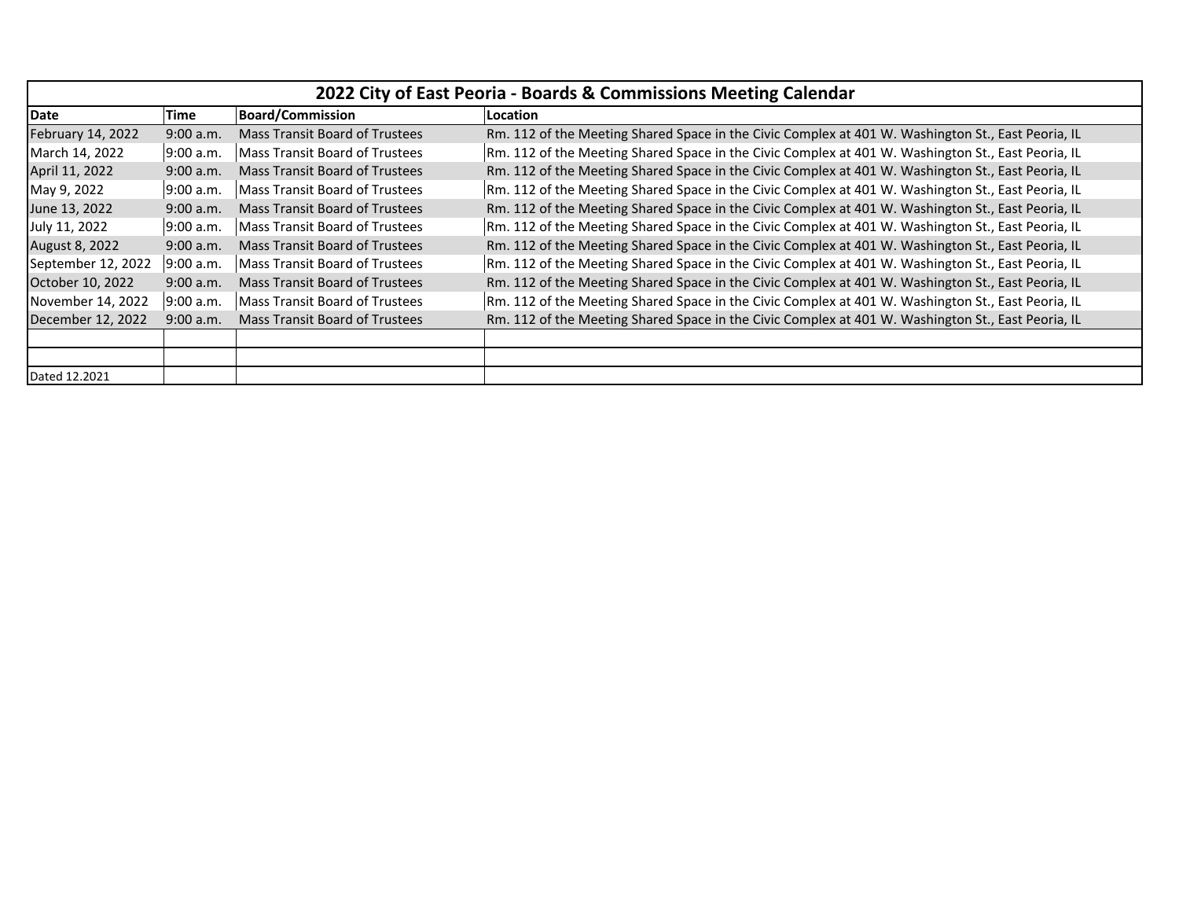| 2022 City of East Peoria - Boards & Commissions Meeting Calendar | | | |
|---|---|---|---|
| **Date** | **Time** | **Board/Commission** | **Location** |
| February 14, 2022 | 9:00 a.m. | Mass Transit Board of Trustees | Rm. 112 of the Meeting Shared Space in the Civic Complex at 401 W. Washington St., East Peoria, IL |
| March 14, 2022 | 9:00 a.m. | Mass Transit Board of Trustees | Rm. 112 of the Meeting Shared Space in the Civic Complex at 401 W. Washington St., East Peoria, IL |
| April 11, 2022 | 9:00 a.m. | Mass Transit Board of Trustees | Rm. 112 of the Meeting Shared Space in the Civic Complex at 401 W. Washington St., East Peoria, IL |
| May 9, 2022 | 9:00 a.m. | Mass Transit Board of Trustees | Rm. 112 of the Meeting Shared Space in the Civic Complex at 401 W. Washington St., East Peoria, IL |
| June 13, 2022 | 9:00 a.m. | Mass Transit Board of Trustees | Rm. 112 of the Meeting Shared Space in the Civic Complex at 401 W. Washington St., East Peoria, IL |
| July 11, 2022 | 9:00 a.m. | Mass Transit Board of Trustees | Rm. 112 of the Meeting Shared Space in the Civic Complex at 401 W. Washington St., East Peoria, IL |
| August 8, 2022 | 9:00 a.m. | Mass Transit Board of Trustees | Rm. 112 of the Meeting Shared Space in the Civic Complex at 401 W. Washington St., East Peoria, IL |
| September 12, 2022 | 9:00 a.m. | Mass Transit Board of Trustees | Rm. 112 of the Meeting Shared Space in the Civic Complex at 401 W. Washington St., East Peoria, IL |
| October 10, 2022 | 9:00 a.m. | Mass Transit Board of Trustees | Rm. 112 of the Meeting Shared Space in the Civic Complex at 401 W. Washington St., East Peoria, IL |
| November 14, 2022 | 9:00 a.m. | Mass Transit Board of Trustees | Rm. 112 of the Meeting Shared Space in the Civic Complex at 401 W. Washington St., East Peoria, IL |
| December 12, 2022 | 9:00 a.m. | Mass Transit Board of Trustees | Rm. 112 of the Meeting Shared Space in the Civic Complex at 401 W. Washington St., East Peoria, IL |
| | | | |
| | | | |
| Dated 12.2021 | | | |